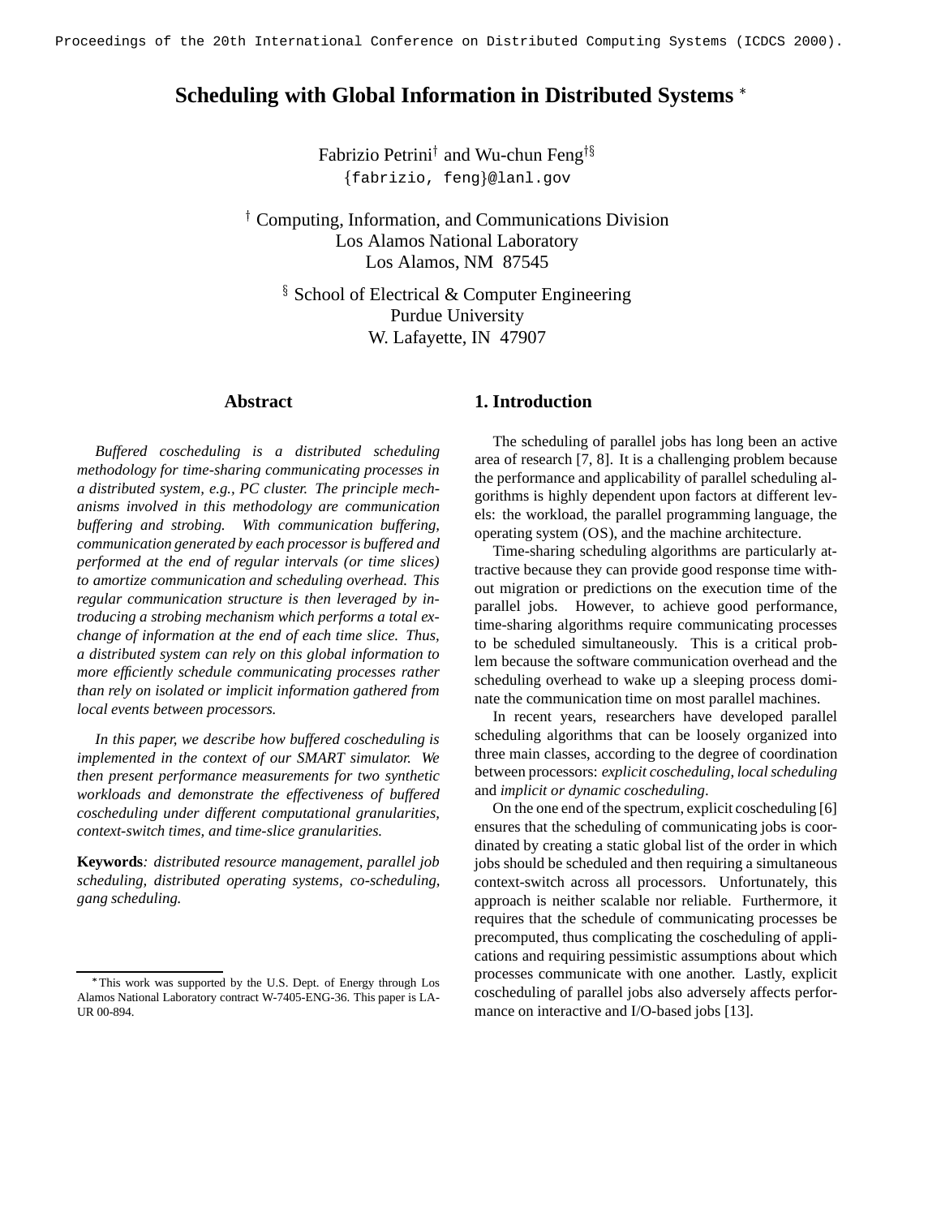Proceedings of the 20th International Conference on Distributed Computing Systems (ICDCS 2000).

# Scheduling with Global Information in Distributed Systems *

Fabrizio Petrini[†] and Wu-chun Feng[†§]
{fabrizio, feng}@lanl.gov

[†] Computing, Information, and Communications Division
Los Alamos National Laboratory
Los Alamos, NM 87545

[§] School of Electrical & Computer Engineering
Purdue University
W. Lafayette, IN 47907

## Abstract

*Buffered coscheduling is a distributed scheduling methodology for time-sharing communicating processes in a distributed system, e.g., PC cluster. The principle mechanisms involved in this methodology are communication buffering and strobing. With communication buffering, communication generated by each processor is buffered and performed at the end of regular intervals (or time slices) to amortize communication and scheduling overhead. This regular communication structure is then leveraged by introducing a strobing mechanism which performs a total exchange of information at the end of each time slice. Thus, a distributed system can rely on this global information to more efficiently schedule communicating processes rather than rely on isolated or implicit information gathered from local events between processors.*

*In this paper, we describe how buffered coscheduling is implemented in the context of our SMART simulator. We then present performance measurements for two synthetic workloads and demonstrate the effectiveness of buffered coscheduling under different computational granularities, context-switch times, and time-slice granularities.*

**Keywords**: *distributed resource management, parallel job scheduling, distributed operating systems, co-scheduling, gang scheduling.*

## 1. Introduction

The scheduling of parallel jobs has long been an active area of research [7, 8]. It is a challenging problem because the performance and applicability of parallel scheduling algorithms is highly dependent upon factors at different levels: the workload, the parallel programming language, the operating system (OS), and the machine architecture.

Time-sharing scheduling algorithms are particularly attractive because they can provide good response time without migration or predictions on the execution time of the parallel jobs. However, to achieve good performance, time-sharing algorithms require communicating processes to be scheduled simultaneously. This is a critical problem because the software communication overhead and the scheduling overhead to wake up a sleeping process dominate the communication time on most parallel machines.

In recent years, researchers have developed parallel scheduling algorithms that can be loosely organized into three main classes, according to the degree of coordination between processors: *explicit coscheduling*, *local scheduling* and *implicit or dynamic coscheduling*.

On the one end of the spectrum, explicit coscheduling [6] ensures that the scheduling of communicating jobs is coordinated by creating a static global list of the order in which jobs should be scheduled and then requiring a simultaneous context-switch across all processors. Unfortunately, this approach is neither scalable nor reliable. Furthermore, it requires that the schedule of communicating processes be precomputed, thus complicating the coscheduling of applications and requiring pessimistic assumptions about which processes communicate with one another. Lastly, explicit coscheduling of parallel jobs also adversely affects performance on interactive and I/O-based jobs [13].

*This work was supported by the U.S. Dept. of Energy through Los Alamos National Laboratory contract W-7405-ENG-36. This paper is LA-UR 00-894.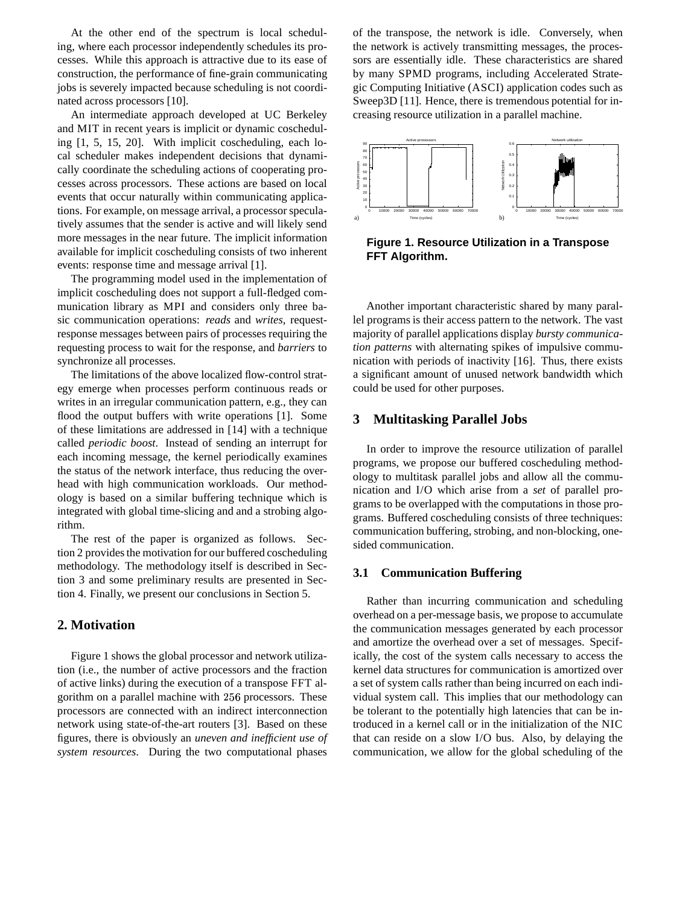At the other end of the spectrum is local scheduling, where each processor independently schedules its processes. While this approach is attractive due to its ease of construction, the performance of fine-grain communicating jobs is severely impacted because scheduling is not coordinated across processors [10].

An intermediate approach developed at UC Berkeley and MIT in recent years is implicit or dynamic coscheduling [1, 5, 15, 20]. With implicit coscheduling, each local scheduler makes independent decisions that dynamically coordinate the scheduling actions of cooperating processes across processors. These actions are based on local events that occur naturally within communicating applications. For example, on message arrival, a processor speculatively assumes that the sender is active and will likely send more messages in the near future. The implicit information available for implicit coscheduling consists of two inherent events: response time and message arrival [1].

The programming model used in the implementation of implicit coscheduling does not support a full-fledged communication library as MPI and considers only three basic communication operations: *reads* and *writes*, request-response messages between pairs of processes requiring the requesting process to wait for the response, and *barriers* to synchronize all processes.

The limitations of the above localized flow-control strategy emerge when processes perform continuous reads or writes in an irregular communication pattern, e.g., they can flood the output buffers with write operations [1]. Some of these limitations are addressed in [14] with a technique called *periodic boost*. Instead of sending an interrupt for each incoming message, the kernel periodically examines the status of the network interface, thus reducing the overhead with high communication workloads. Our methodology is based on a similar buffering technique which is integrated with global time-slicing and and a strobing algorithm.

The rest of the paper is organized as follows. Section 2 provides the motivation for our buffered coscheduling methodology. The methodology itself is described in Section 3 and some preliminary results are presented in Section 4. Finally, we present our conclusions in Section 5.

## 2. Motivation

Figure 1 shows the global processor and network utilization (i.e., the number of active processors and the fraction of active links) during the execution of a transpose FFT algorithm on a parallel machine with 256 processors. These processors are connected with an indirect interconnection network using state-of-the-art routers [3]. Based on these figures, there is obviously an *uneven and inefficient use of system resources*. During the two computational phases of the transpose, the network is idle. Conversely, when the network is actively transmitting messages, the processors are essentially idle. These characteristics are shared by many SPMD programs, including Accelerated Strategic Computing Initiative (ASCI) application codes such as Sweep3D [11]. Hence, there is tremendous potential for increasing resource utilization in a parallel machine.

**Figure 1. Resource Utilization in a Transpose FFT Algorithm.**

Another important characteristic shared by many parallel programs is their access pattern to the network. The vast majority of parallel applications display *bursty communication patterns* with alternating spikes of impulsive communication with periods of inactivity [16]. Thus, there exists a significant amount of unused network bandwidth which could be used for other purposes.

## 3 Multitasking Parallel Jobs

In order to improve the resource utilization of parallel programs, we propose our buffered coscheduling methodology to multitask parallel jobs and allow all the communication and I/O which arise from a *set* of parallel programs to be overlapped with the computations in those programs. Buffered coscheduling consists of three techniques: communication buffering, strobing, and non-blocking, one-sided communication.

### 3.1 Communication Buffering

Rather than incurring communication and scheduling overhead on a per-message basis, we propose to accumulate the communication messages generated by each processor and amortize the overhead over a set of messages. Specifically, the cost of the system calls necessary to access the kernel data structures for communication is amortized over a set of system calls rather than being incurred on each individual system call. This implies that our methodology can be tolerant to the potentially high latencies that can be introduced in a kernel call or in the initialization of the NIC that can reside on a slow I/O bus. Also, by delaying the communication, we allow for the global scheduling of the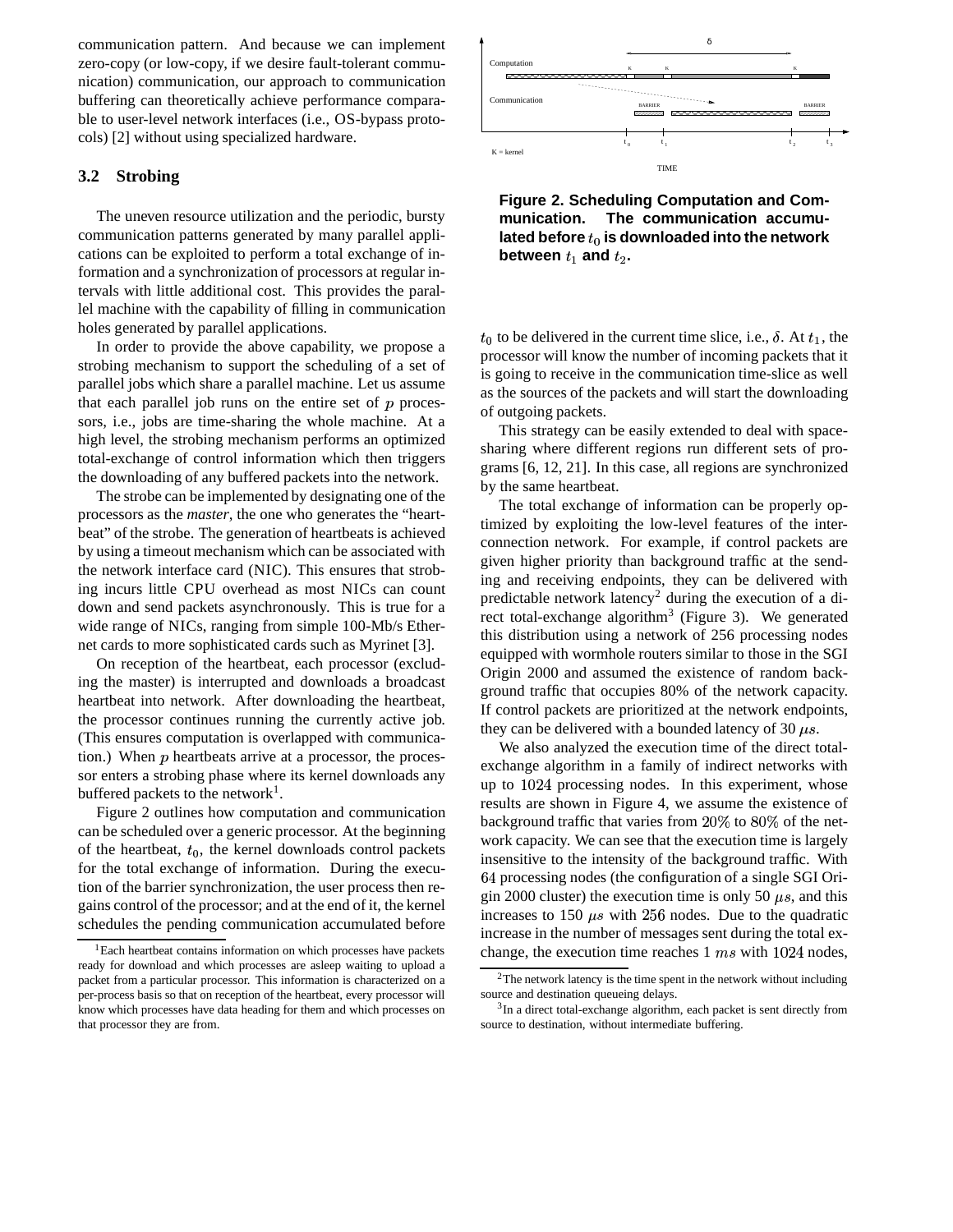communication pattern. And because we can implement zero-copy (or low-copy, if we desire fault-tolerant communication) communication, our approach to communication buffering can theoretically achieve performance comparable to user-level network interfaces (i.e., OS-bypass protocols) [2] without using specialized hardware.

### 3.2 Strobing

The uneven resource utilization and the periodic, bursty communication patterns generated by many parallel applications can be exploited to perform a total exchange of information and a synchronization of processors at regular intervals with little additional cost. This provides the parallel machine with the capability of filling in communication holes generated by parallel applications.

In order to provide the above capability, we propose a strobing mechanism to support the scheduling of a set of parallel jobs which share a parallel machine. Let us assume that each parallel job runs on the entire set of $p$ processors, i.e., jobs are time-sharing the whole machine. At a high level, the strobing mechanism performs an optimized total-exchange of control information which then triggers the downloading of any buffered packets into the network.

The strobe can be implemented by designating one of the processors as the *master*, the one who generates the "heartbeat" of the strobe. The generation of heartbeats is achieved by using a timeout mechanism which can be associated with the network interface card (NIC). This ensures that strobing incurs little CPU overhead as most NICs can count down and send packets asynchronously. This is true for a wide range of NICs, ranging from simple 100-Mb/s Ethernet cards to more sophisticated cards such as Myrinet [3].

On reception of the heartbeat, each processor (excluding the master) is interrupted and downloads a broadcast heartbeat into network. After downloading the heartbeat, the processor continues running the currently active job. (This ensures computation is overlapped with communication.) When $p$ heartbeats arrive at a processor, the processor enters a strobing phase where its kernel downloads any buffered packets to the network[1].

Figure 2 outlines how computation and communication can be scheduled over a generic processor. At the beginning of the heartbeat, $t_0$, the kernel downloads control packets for the total exchange of information. During the execution of the barrier synchronization, the user process then regains control of the processor; and at the end of it, the kernel schedules the pending communication accumulated before $t_0$ to be delivered in the current time slice, i.e., $\delta$. At $t_1$, the processor will know the number of incoming packets that it is going to receive in the communication time-slice as well as the sources of the packets and will start the downloading of outgoing packets.

**Figure 2. Scheduling Computation and Communication. The communication accumulated before $t_0$ is downloaded into the network between $t_1$ and $t_2$.**

This strategy can be easily extended to deal with space-sharing where different regions run different sets of programs [6, 12, 21]. In this case, all regions are synchronized by the same heartbeat.

The total exchange of information can be properly optimized by exploiting the low-level features of the interconnection network. For example, if control packets are given higher priority than background traffic at the sending and receiving endpoints, they can be delivered with predictable network latency[2] during the execution of a direct total-exchange algorithm[3] (Figure 3). We generated this distribution using a network of 256 processing nodes equipped with wormhole routers similar to those in the SGI Origin 2000 and assumed the existence of random background traffic that occupies 80% of the network capacity. If control packets are prioritized at the network endpoints, they can be delivered with a bounded latency of 30 $\mu s$.

We also analyzed the execution time of the direct total-exchange algorithm in a family of indirect networks with up to 1024 processing nodes. In this experiment, whose results are shown in Figure 4, we assume the existence of background traffic that varies from 20% to 80% of the network capacity. We can see that the execution time is largely insensitive to the intensity of the background traffic. With 64 processing nodes (the configuration of a single SGI Origin 2000 cluster) the execution time is only 50 $\mu s$, and this increases to 150 $\mu s$ with 256 nodes. Due to the quadratic increase in the number of messages sent during the total exchange, the execution time reaches 1 $ms$ with 1024 nodes,

[1] Each heartbeat contains information on which processes have packets ready for download and which processes are asleep waiting to upload a packet from a particular processor. This information is characterized on a per-process basis so that on reception of the heartbeat, every processor will know which processes have data heading for them and which processes on that processor they are from.

[2] The network latency is the time spent in the network without including source and destination queueing delays.

[3] In a direct total-exchange algorithm, each packet is sent directly from source to destination, without intermediate buffering.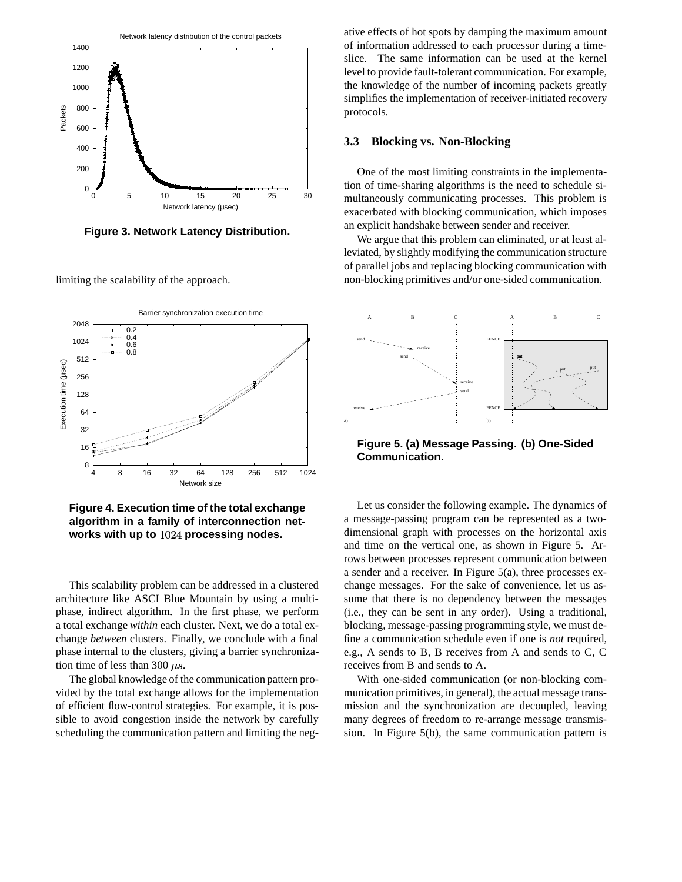**Figure 3. Network Latency Distribution.**

limiting the scalability of the approach.

**Figure 4. Execution time of the total exchange algorithm in a family of interconnection networks with up to $1024$ processing nodes.**

This scalability problem can be addressed in a clustered architecture like ASCI Blue Mountain by using a multi-phase, indirect algorithm. In the first phase, we perform a total exchange *within* each cluster. Next, we do a total exchange *between* clusters. Finally, we conclude with a final phase internal to the clusters, giving a barrier synchronization time of less than 300 $\mu s$.

The global knowledge of the communication pattern provided by the total exchange allows for the implementation of efficient flow-control strategies. For example, it is possible to avoid congestion inside the network by carefully scheduling the communication pattern and limiting the negative effects of hot spots by damping the maximum amount of information addressed to each processor during a time-slice. The same information can be used at the kernel level to provide fault-tolerant communication. For example, the knowledge of the number of incoming packets greatly simplifies the implementation of receiver-initiated recovery protocols.

### 3.3 Blocking vs. Non-Blocking

One of the most limiting constraints in the implementation of time-sharing algorithms is the need to schedule simultaneously communicating processes. This problem is exacerbated with blocking communication, which imposes an explicit handshake between sender and receiver.

We argue that this problem can eliminated, or at least alleviated, by slightly modifying the communication structure of parallel jobs and replacing blocking communication with non-blocking primitives and/or one-sided communication.

**Figure 5. (a) Message Passing. (b) One-Sided Communication.**

Let us consider the following example. The dynamics of a message-passing program can be represented as a two-dimensional graph with processes on the horizontal axis and time on the vertical one, as shown in Figure 5. Arrows between processes represent communication between a sender and a receiver. In Figure 5(a), three processes exchange messages. For the sake of convenience, let us assume that there is no dependency between the messages (i.e., they can be sent in any order). Using a traditional, blocking, message-passing programming style, we must define a communication schedule even if one is *not* required, e.g., A sends to B, B receives from A and sends to C, C receives from B and sends to A.

With one-sided communication (or non-blocking communication primitives, in general), the actual message transmission and the synchronization are decoupled, leaving many degrees of freedom to re-arrange message transmission. In Figure 5(b), the same communication pattern is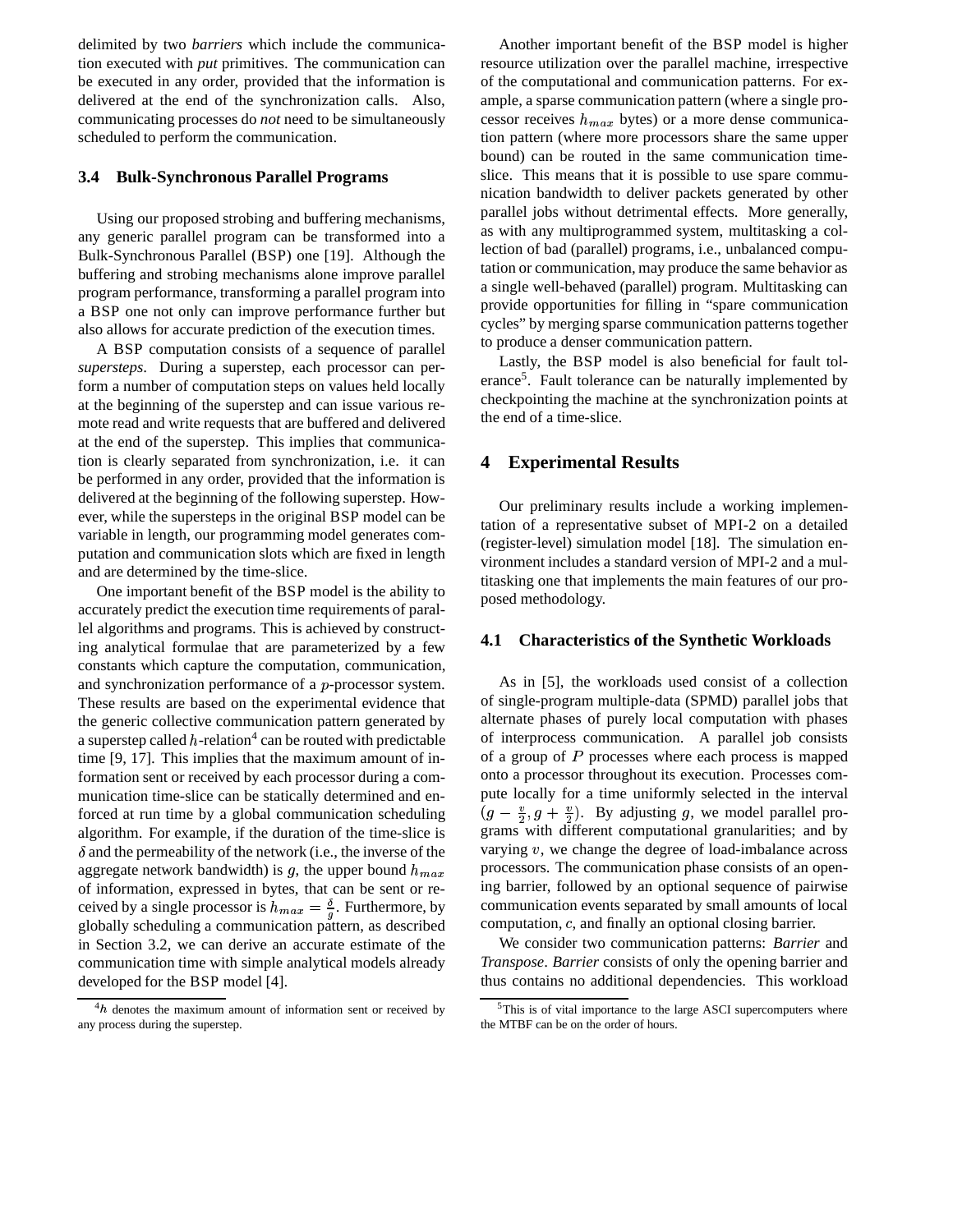delimited by two *barriers* which include the communication executed with *put* primitives. The communication can be executed in any order, provided that the information is delivered at the end of the synchronization calls. Also, communicating processes do *not* need to be simultaneously scheduled to perform the communication.

### 3.4 Bulk-Synchronous Parallel Programs

Using our proposed strobing and buffering mechanisms, any generic parallel program can be transformed into a Bulk-Synchronous Parallel (BSP) one [19]. Although the buffering and strobing mechanisms alone improve parallel program performance, transforming a parallel program into a BSP one not only can improve performance further but also allows for accurate prediction of the execution times.

A BSP computation consists of a sequence of parallel *supersteps*. During a superstep, each processor can perform a number of computation steps on values held locally at the beginning of the superstep and can issue various remote read and write requests that are buffered and delivered at the end of the superstep. This implies that communication is clearly separated from synchronization, i.e. it can be performed in any order, provided that the information is delivered at the beginning of the following superstep. However, while the supersteps in the original BSP model can be variable in length, our programming model generates computation and communication slots which are fixed in length and are determined by the time-slice.

One important benefit of the BSP model is the ability to accurately predict the execution time requirements of parallel algorithms and programs. This is achieved by constructing analytical formulae that are parameterized by a few constants which capture the computation, communication, and synchronization performance of a $p$-processor system. These results are based on the experimental evidence that the generic collective communication pattern generated by a superstep called $h$-relation[4] can be routed with predictable time [9, 17]. This implies that the maximum amount of information sent or received by each processor during a communication time-slice can be statically determined and enforced at run time by a global communication scheduling algorithm. For example, if the duration of the time-slice is $\delta$ and the permeability of the network (i.e., the inverse of the aggregate network bandwidth) is $g$, the upper bound $h_{max}$ of information, expressed in bytes, that can be sent or received by a single processor is $h_{max} = \frac{\delta}{g}$. Furthermore, by globally scheduling a communication pattern, as described in Section 3.2, we can derive an accurate estimate of the communication time with simple analytical models already developed for the BSP model [4].

[4] $h$ denotes the maximum amount of information sent or received by any process during the superstep.

Another important benefit of the BSP model is higher resource utilization over the parallel machine, irrespective of the computational and communication patterns. For example, a sparse communication pattern (where a single processor receives $h_{max}$ bytes) or a more dense communication pattern (where more processors share the same upper bound) can be routed in the same communication time-slice. This means that it is possible to use spare communication bandwidth to deliver packets generated by other parallel jobs without detrimental effects. More generally, as with any multiprogrammed system, multitasking a collection of bad (parallel) programs, i.e., unbalanced computation or communication, may produce the same behavior as a single well-behaved (parallel) program. Multitasking can provide opportunities for filling in "spare communication cycles" by merging sparse communication patterns together to produce a denser communication pattern.

Lastly, the BSP model is also beneficial for fault tolerance[5]. Fault tolerance can be naturally implemented by checkpointing the machine at the synchronization points at the end of a time-slice.

[5] This is of vital importance to the large ASCI supercomputers where the MTBF can be on the order of hours.

## 4 Experimental Results

Our preliminary results include a working implementation of a representative subset of MPI-2 on a detailed (register-level) simulation model [18]. The simulation environment includes a standard version of MPI-2 and a multitasking one that implements the main features of our proposed methodology.

### 4.1 Characteristics of the Synthetic Workloads

As in [5], the workloads used consist of a collection of single-program multiple-data (SPMD) parallel jobs that alternate phases of purely local computation with phases of interprocess communication. A parallel job consists of a group of $P$ processes where each process is mapped onto a processor throughout its execution. Processes compute locally for a time uniformly selected in the interval $(g - \frac{v}{2}, g + \frac{v}{2})$. By adjusting $g$, we model parallel programs with different computational granularities; and by varying $v$, we change the degree of load-imbalance across processors. The communication phase consists of an opening barrier, followed by an optional sequence of pairwise communication events separated by small amounts of local computation, $c$, and finally an optional closing barrier.

We consider two communication patterns: *Barrier* and *Transpose*. *Barrier* consists of only the opening barrier and thus contains no additional dependencies. This workload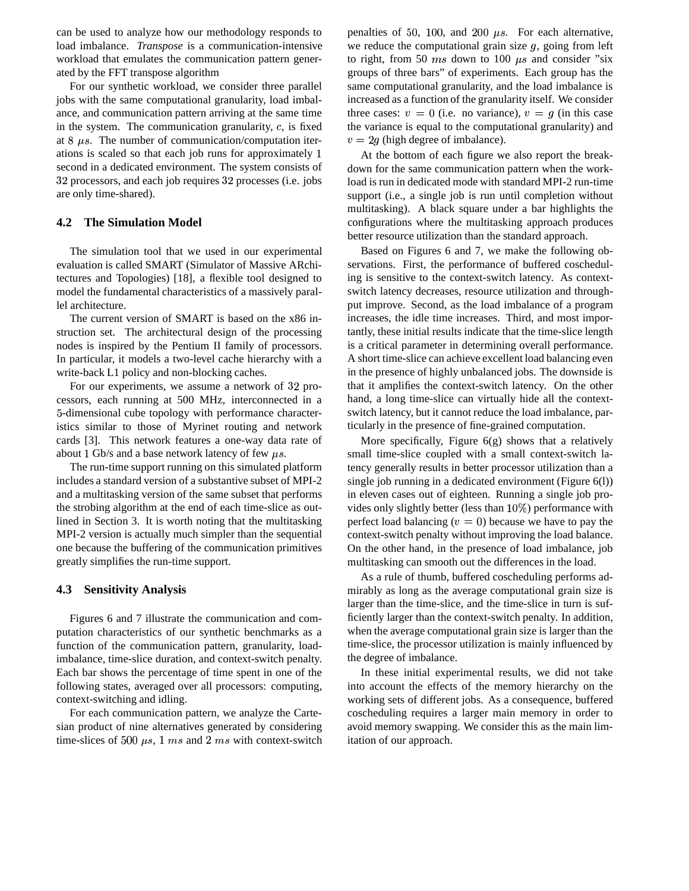can be used to analyze how our methodology responds to load imbalance. *Transpose* is a communication-intensive workload that emulates the communication pattern generated by the FFT transpose algorithm

For our synthetic workload, we consider three parallel jobs with the same computational granularity, load imbalance, and communication pattern arriving at the same time in the system. The communication granularity, $c$, is fixed at $8\ \mu s$. The number of communication/computation iterations is scaled so that each job runs for approximately $1$ second in a dedicated environment. The system consists of $32$ processors, and each job requires $32$ processes (i.e. jobs are only time-shared).

### 4.2 The Simulation Model

The simulation tool that we used in our experimental evaluation is called SMART (Simulator of Massive ARchitectures and Topologies) [18], a flexible tool designed to model the fundamental characteristics of a massively parallel architecture.

The current version of SMART is based on the x86 instruction set. The architectural design of the processing nodes is inspired by the Pentium II family of processors. In particular, it models a two-level cache hierarchy with a write-back L1 policy and non-blocking caches.

For our experiments, we assume a network of $32$ processors, each running at 500 MHz, interconnected in a $5$-dimensional cube topology with performance characteristics similar to those of Myrinet routing and network cards [3]. This network features a one-way data rate of about 1 Gb/s and a base network latency of few $\mu s$.

The run-time support running on this simulated platform includes a standard version of a substantive subset of MPI-2 and a multitasking version of the same subset that performs the strobing algorithm at the end of each time-slice as outlined in Section 3. It is worth noting that the multitasking MPI-2 version is actually much simpler than the sequential one because the buffering of the communication primitives greatly simplifies the run-time support.

### 4.3 Sensitivity Analysis

Figures 6 and 7 illustrate the communication and computation characteristics of our synthetic benchmarks as a function of the communication pattern, granularity, load-imbalance, time-slice duration, and context-switch penalty. Each bar shows the percentage of time spent in one of the following states, averaged over all processors: computing, context-switching and idling.

For each communication pattern, we analyze the Cartesian product of nine alternatives generated by considering time-slices of $500\ \mu s$, $1\ ms$ and $2\ ms$ with context-switch penalties of $50$, $100$, and $200\ \mu s$. For each alternative, we reduce the computational grain size $g$, going from left to right, from 50 $ms$ down to 100 $\mu s$ and consider "six groups of three bars" of experiments. Each group has the same computational granularity, and the load imbalance is increased as a function of the granularity itself. We consider three cases: $v = 0$ (i.e. no variance), $v = g$ (in this case the variance is equal to the computational granularity) and $v = 2g$ (high degree of imbalance).

At the bottom of each figure we also report the breakdown for the same communication pattern when the workload is run in dedicated mode with standard MPI-2 run-time support (i.e., a single job is run until completion without multitasking). A black square under a bar highlights the configurations where the multitasking approach produces better resource utilization than the standard approach.

Based on Figures 6 and 7, we make the following observations. First, the performance of buffered coscheduling is sensitive to the context-switch latency. As context-switch latency decreases, resource utilization and throughput improve. Second, as the load imbalance of a program increases, the idle time increases. Third, and most importantly, these initial results indicate that the time-slice length is a critical parameter in determining overall performance. A short time-slice can achieve excellent load balancing even in the presence of highly unbalanced jobs. The downside is that it amplifies the context-switch latency. On the other hand, a long time-slice can virtually hide all the context-switch latency, but it cannot reduce the load imbalance, particularly in the presence of fine-grained computation.

More specifically, Figure 6(g) shows that a relatively small time-slice coupled with a small context-switch latency generally results in better processor utilization than a single job running in a dedicated environment (Figure 6(l)) in eleven cases out of eighteen. Running a single job provides only slightly better (less than $10\%$) performance with perfect load balancing ($v = 0$) because we have to pay the context-switch penalty without improving the load balance. On the other hand, in the presence of load imbalance, job multitasking can smooth out the differences in the load.

As a rule of thumb, buffered coscheduling performs admirably as long as the average computational grain size is larger than the time-slice, and the time-slice in turn is sufficiently larger than the context-switch penalty. In addition, when the average computational grain size is larger than the time-slice, the processor utilization is mainly influenced by the degree of imbalance.

In these initial experimental results, we did not take into account the effects of the memory hierarchy on the working sets of different jobs. As a consequence, buffered coscheduling requires a larger main memory in order to avoid memory swapping. We consider this as the main limitation of our approach.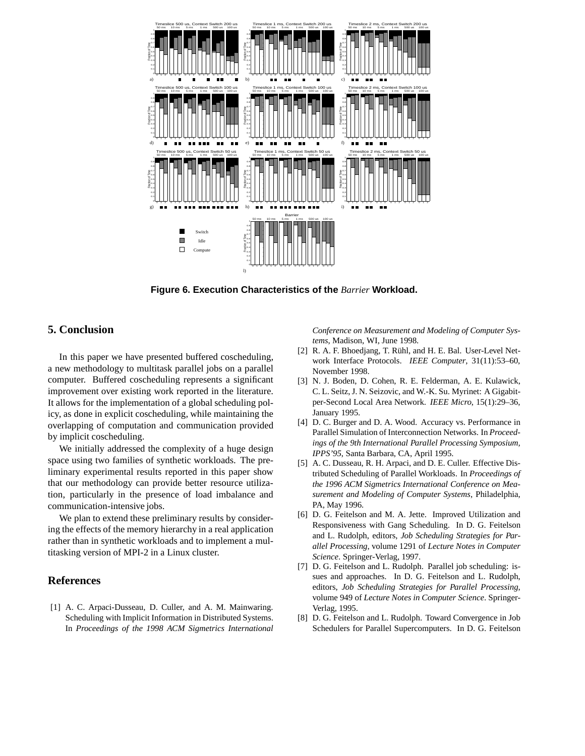Figure 6. Execution Characteristics of the *Barrier* Workload.

## 5. Conclusion

In this paper we have presented buffered coscheduling, a new methodology to multitask parallel jobs on a parallel computer. Buffered coscheduling represents a significant improvement over existing work reported in the literature. It allows for the implementation of a global scheduling policy, as done in explicit coscheduling, while maintaining the overlapping of computation and communication provided by implicit coscheduling.

We initially addressed the complexity of a huge design space using two families of synthetic workloads. The preliminary experimental results reported in this paper show that our methodology can provide better resource utilization, particularly in the presence of load imbalance and communication-intensive jobs.

We plan to extend these preliminary results by considering the effects of the memory hierarchy in a real application rather than in synthetic workloads and to implement a multitasking version of MPI-2 in a Linux cluster.

## References

[1] A. C. Arpaci-Dusseau, D. Culler, and A. M. Mainwaring. Scheduling with Implicit Information in Distributed Systems. In *Proceedings of the 1998 ACM Sigmetrics International Conference on Measurement and Modeling of Computer Systems*, Madison, WI, June 1998.

[2] R. A. F. Bhoedjang, T. Rühl, and H. E. Bal. User-Level Network Interface Protocols. *IEEE Computer*, 31(11):53–60, November 1998.

[3] N. J. Boden, D. Cohen, R. E. Felderman, A. E. Kulawick, C. L. Seitz, J. N. Seizovic, and W.-K. Su. Myrinet: A Gigabit-per-Second Local Area Network. *IEEE Micro*, 15(1):29–36, January 1995.

[4] D. C. Burger and D. A. Wood. Accuracy vs. Performance in Parallel Simulation of Interconnection Networks. In *Proceedings of the 9th International Parallel Processing Symposium, IPPS'95*, Santa Barbara, CA, April 1995.

[5] A. C. Dusseau, R. H. Arpaci, and D. E. Culler. Effective Distributed Scheduling of Parallel Workloads. In *Proceedings of the 1996 ACM Sigmetrics International Conference on Measurement and Modeling of Computer Systems*, Philadelphia, PA, May 1996.

[6] D. G. Feitelson and M. A. Jette. Improved Utilization and Responsiveness with Gang Scheduling. In D. G. Feitelson and L. Rudolph, editors, *Job Scheduling Strategies for Parallel Processing*, volume 1291 of *Lecture Notes in Computer Science*. Springer-Verlag, 1997.

[7] D. G. Feitelson and L. Rudolph. Parallel job scheduling: issues and approaches. In D. G. Feitelson and L. Rudolph, editors, *Job Scheduling Strategies for Parallel Processing*, volume 949 of *Lecture Notes in Computer Science*. Springer-Verlag, 1995.

[8] D. G. Feitelson and L. Rudolph. Toward Convergence in Job Schedulers for Parallel Supercomputers. In D. G. Feitelson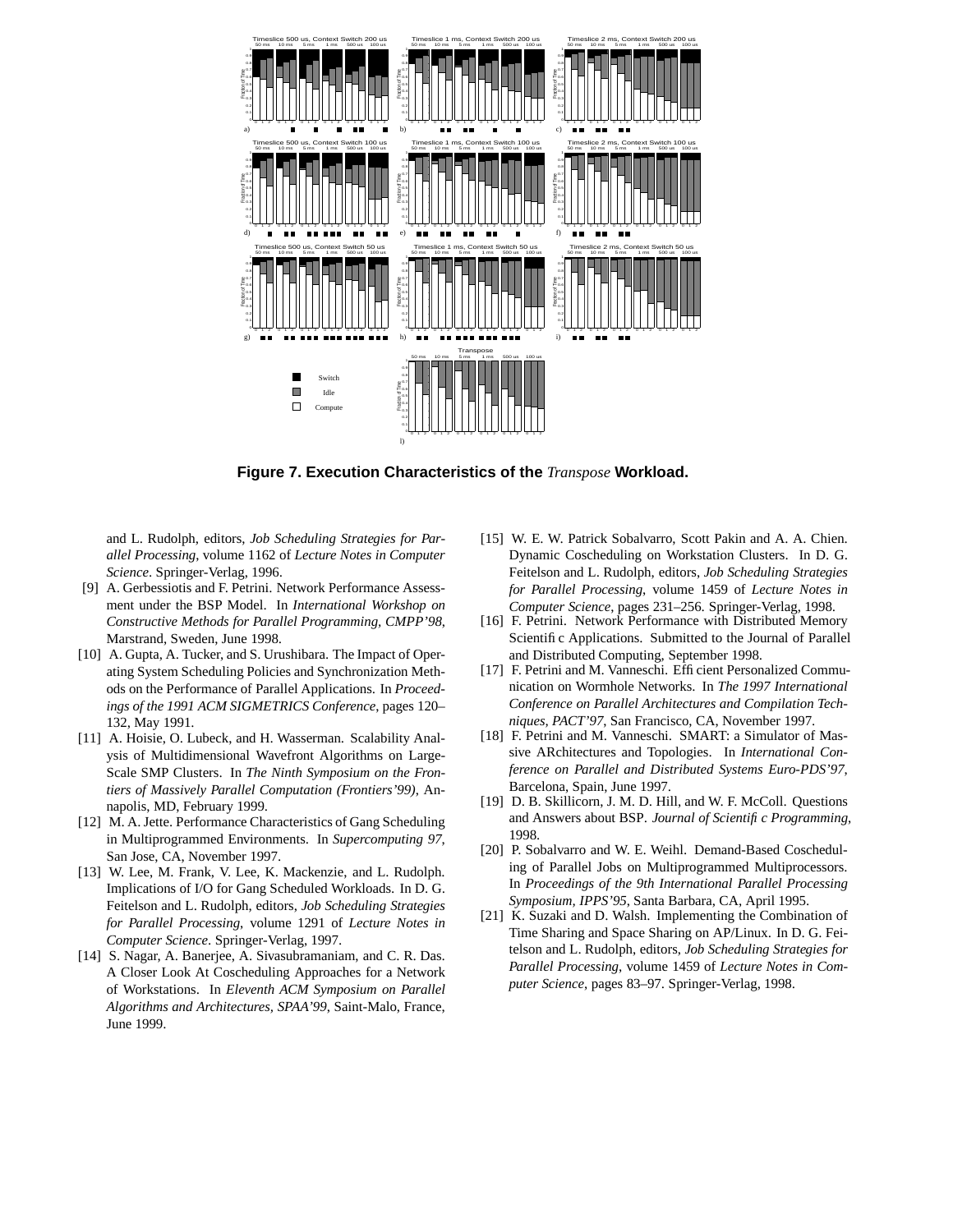Timeslice 500 us, Context Switch 200 us
50 ms 10 ms 5 ms 1 ms 500 us 100 us
Fraction of Time
a)

Timeslice 1 ms, Context Switch 200 us
50 ms 10 ms 5 ms 1 ms 500 us 100 us
b)

Timeslice 2 ms, Context Switch 200 us
50 ms 10 ms 5 ms 1 ms 500 us 100 us
c)

Timeslice 500 us, Context Switch 100 us
50 ms 10 ms 5 ms 1 ms 500 us 100 us
d)

Timeslice 1 ms, Context Switch 100 us
50 ms 10 ms 5 ms 1 ms 500 us 100 us
e)

Timeslice 2 ms, Context Switch 100 us
50 ms 10 ms 5 ms 1 ms 500 us 100 us
f)

Timeslice 500 us, Context Switch 50 us
50 ms 10 ms 5 ms 1 ms 500 us 100 us
g)

Timeslice 1 ms, Context Switch 50 us
50 ms 10 ms 5 ms 1 ms 500 us 100 us
h)

Timeslice 2 ms, Context Switch 50 us
50 ms 10 ms 5 ms 1 ms 500 us 100 us
i)

Switch
Idle
Compute

Transpose
50 ms 10 ms 5 ms 1 ms 500 us 100 us
l)

**Figure 7. Execution Characteristics of the *Transpose* Workload.**

and L. Rudolph, editors, *Job Scheduling Strategies for Parallel Processing*, volume 1162 of *Lecture Notes in Computer Science*. Springer-Verlag, 1996.

[9] A. Gerbessiotis and F. Petrini. Network Performance Assessment under the BSP Model. In *International Workshop on Constructive Methods for Parallel Programming, CMPP'98*, Marstrand, Sweden, June 1998.

[10] A. Gupta, A. Tucker, and S. Urushibara. The Impact of Operating System Scheduling Policies and Synchronization Methods on the Performance of Parallel Applications. In *Proceedings of the 1991 ACM SIGMETRICS Conference*, pages 120–132, May 1991.

[11] A. Hoisie, O. Lubeck, and H. Wasserman. Scalability Analysis of Multidimensional Wavefront Algorithms on Large-Scale SMP Clusters. In *The Ninth Symposium on the Frontiers of Massively Parallel Computation (Frontiers'99)*, Annapolis, MD, February 1999.

[12] M. A. Jette. Performance Characteristics of Gang Scheduling in Multiprogrammed Environments. In *Supercomputing 97*, San Jose, CA, November 1997.

[13] W. Lee, M. Frank, V. Lee, K. Mackenzie, and L. Rudolph. Implications of I/O for Gang Scheduled Workloads. In D. G. Feitelson and L. Rudolph, editors, *Job Scheduling Strategies for Parallel Processing*, volume 1291 of *Lecture Notes in Computer Science*. Springer-Verlag, 1997.

[14] S. Nagar, A. Banerjee, A. Sivasubramaniam, and C. R. Das. A Closer Look At Coscheduling Approaches for a Network of Workstations. In *Eleventh ACM Symposium on Parallel Algorithms and Architectures, SPAA'99*, Saint-Malo, France, June 1999.

[15] W. E. W. Patrick Sobalvarro, Scott Pakin and A. A. Chien. Dynamic Coscheduling on Workstation Clusters. In D. G. Feitelson and L. Rudolph, editors, *Job Scheduling Strategies for Parallel Processing*, volume 1459 of *Lecture Notes in Computer Science*, pages 231–256. Springer-Verlag, 1998.

[16] F. Petrini. Network Performance with Distributed Memory Scientific Applications. Submitted to the Journal of Parallel and Distributed Computing, September 1998.

[17] F. Petrini and M. Vanneschi. Efficient Personalized Communication on Wormhole Networks. In *The 1997 International Conference on Parallel Architectures and Compilation Techniques, PACT'97*, San Francisco, CA, November 1997.

[18] F. Petrini and M. Vanneschi. SMART: a Simulator of Massive ARchitectures and Topologies. In *International Conference on Parallel and Distributed Systems Euro-PDS'97*, Barcelona, Spain, June 1997.

[19] D. B. Skillicorn, J. M. D. Hill, and W. F. McColl. Questions and Answers about BSP. *Journal of Scientific Programming*, 1998.

[20] P. Sobalvarro and W. E. Weihl. Demand-Based Coscheduling of Parallel Jobs on Multiprogrammed Multiprocessors. In *Proceedings of the 9th International Parallel Processing Symposium, IPPS'95*, Santa Barbara, CA, April 1995.

[21] K. Suzaki and D. Walsh. Implementing the Combination of Time Sharing and Space Sharing on AP/Linux. In D. G. Feitelson and L. Rudolph, editors, *Job Scheduling Strategies for Parallel Processing*, volume 1459 of *Lecture Notes in Computer Science*, pages 83–97. Springer-Verlag, 1998.